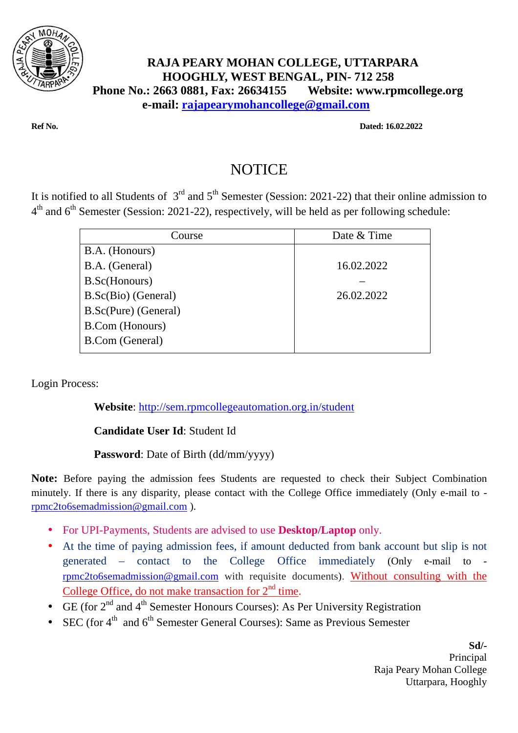**RAJA PEARY MOHAN COLLEGE, UTTARPARA**
**HOOGHLY, WEST BENGAL, PIN- 712 258**
**Phone No.: 2663 0881, Fax: 26634155 Website: www.rpmcollege.org**
**e-mail: rajapearymohancollege@gmail.com**

**Ref No.** **Dated: 16.02.2022**

# NOTICE

It is notified to all Students of 3rd and 5th Semester (Session: 2021-22) that their online admission to 4th and 6th Semester (Session: 2021-22), respectively, will be held as per following schedule:

| Course | Date & Time |
|---|---|
| B.A. (Honours)<br>B.A. (General)<br>B.Sc(Honours)<br>B.Sc(Bio) (General)<br>B.Sc(Pure) (General)<br>B.Com (Honours)<br>B.Com (General) | 16.02.2022<br>–<br>26.02.2022 |

Login Process:

**Website**: http://sem.rpmcollegeautomation.org.in/student

**Candidate User Id**: Student Id

**Password**: Date of Birth (dd/mm/yyyy)

**Note:** Before paying the admission fees Students are requested to check their Subject Combination minutely. If there is any disparity, please contact with the College Office immediately (Only e-mail to - rpmc2to6semadmission@gmail.com ).

- For UPI-Payments, Students are advised to use **Desktop/Laptop** only.
- At the time of paying admission fees, if amount deducted from bank account but slip is not generated – contact to the College Office immediately (Only e-mail to - rpmc2to6semadmission@gmail.com with requisite documents). Without consulting with the College Office, do not make transaction for 2nd time.
- GE (for 2nd and 4th Semester Honours Courses): As Per University Registration
- SEC (for 4th and 6th Semester General Courses): Same as Previous Semester

**Sd/-**
Principal
Raja Peary Mohan College
Uttarpara, Hooghly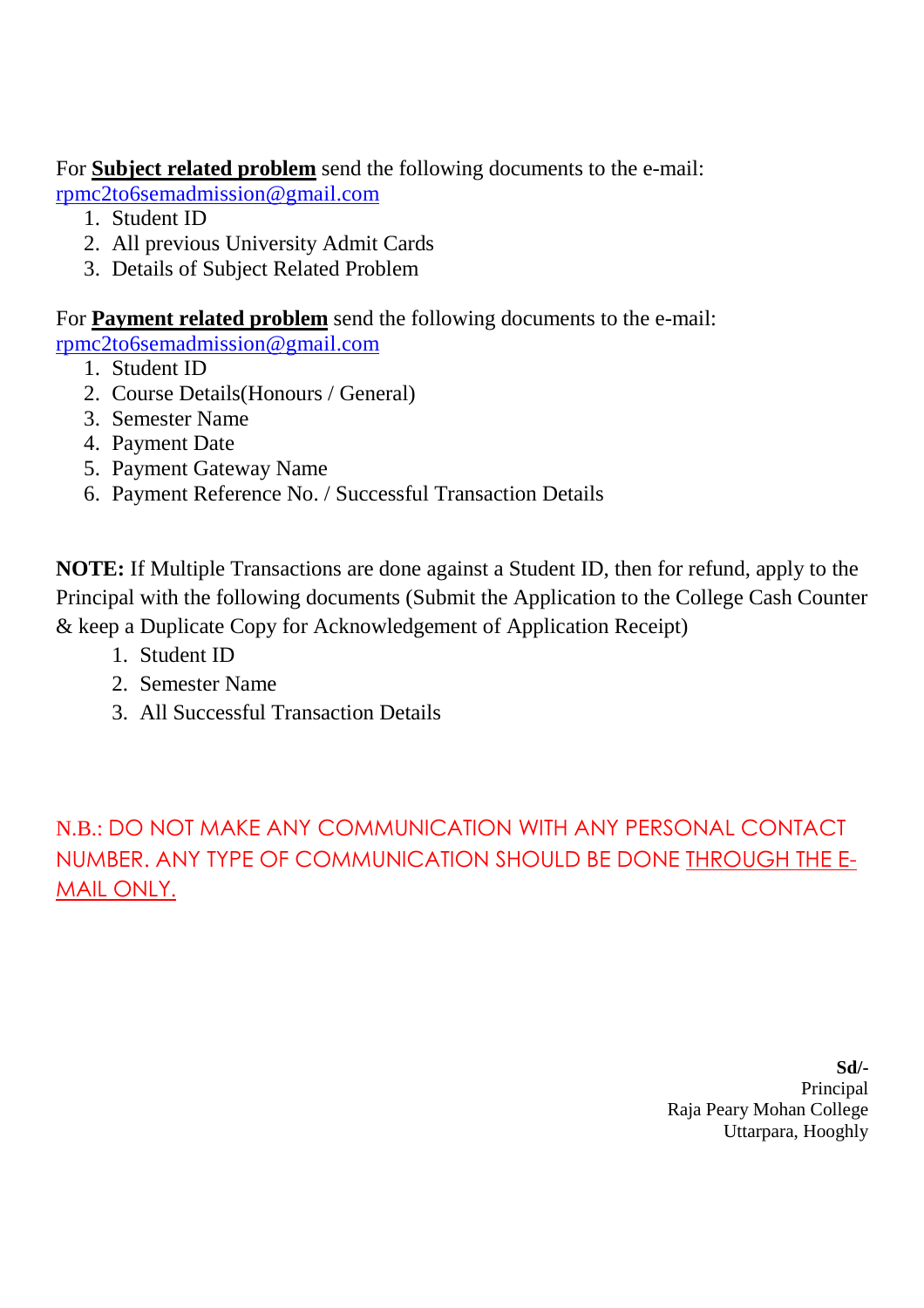For **Subject related problem** send the following documents to the e-mail: rpmc2to6semadmission@gmail.com

1. Student ID
2. All previous University Admit Cards
3. Details of Subject Related Problem

For **Payment related problem** send the following documents to the e-mail: rpmc2to6semadmission@gmail.com

1. Student ID
2. Course Details(Honours / General)
3. Semester Name
4. Payment Date
5. Payment Gateway Name
6. Payment Reference No. / Successful Transaction Details

**NOTE:** If Multiple Transactions are done against a Student ID, then for refund, apply to the Principal with the following documents (Submit the Application to the College Cash Counter & keep a Duplicate Copy for Acknowledgement of Application Receipt)

1. Student ID
2. Semester Name
3. All Successful Transaction Details

N.B.: DO NOT MAKE ANY COMMUNICATION WITH ANY PERSONAL CONTACT NUMBER. ANY TYPE OF COMMUNICATION SHOULD BE DONE THROUGH THE E-MAIL ONLY.

**Sd/-**
Principal
Raja Peary Mohan College
Uttarpara, Hooghly